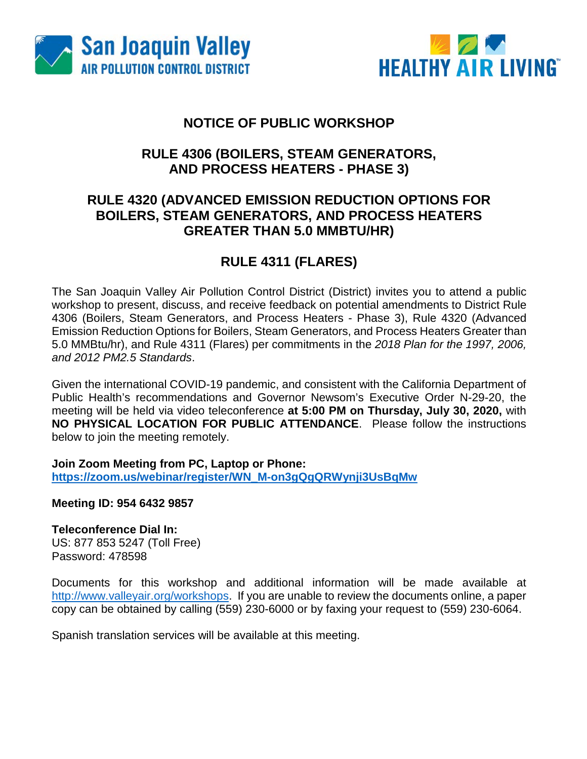San Joaquin Valley AIR POLLUTION CONTROL DISTRICT

HEALTHY AIR LIVING™

# NOTICE OF PUBLIC WORKSHOP

## RULE 4306 (BOILERS, STEAM GENERATORS, AND PROCESS HEATERS - PHASE 3)

## RULE 4320 (ADVANCED EMISSION REDUCTION OPTIONS FOR BOILERS, STEAM GENERATORS, AND PROCESS HEATERS GREATER THAN 5.0 MMBTU/HR)

## RULE 4311 (FLARES)

The San Joaquin Valley Air Pollution Control District (District) invites you to attend a public workshop to present, discuss, and receive feedback on potential amendments to District Rule 4306 (Boilers, Steam Generators, and Process Heaters - Phase 3), Rule 4320 (Advanced Emission Reduction Options for Boilers, Steam Generators, and Process Heaters Greater than 5.0 MMBtu/hr), and Rule 4311 (Flares) per commitments in the *2018 Plan for the 1997, 2006, and 2012 PM2.5 Standards*.

Given the international COVID-19 pandemic, and consistent with the California Department of Public Health's recommendations and Governor Newsom's Executive Order N-29-20, the meeting will be held via video teleconference **at 5:00 PM on Thursday, July 30, 2020,** with **NO PHYSICAL LOCATION FOR PUBLIC ATTENDANCE**. Please follow the instructions below to join the meeting remotely.

**Join Zoom Meeting from PC, Laptop or Phone:**
**https://zoom.us/webinar/register/WN_M-on3gQgQRWynji3UsBqMw**

**Meeting ID: 954 6432 9857**

**Teleconference Dial In:**
US: 877 853 5247 (Toll Free)
Password: 478598

Documents for this workshop and additional information will be made available at http://www.valleyair.org/workshops. If you are unable to review the documents online, a paper copy can be obtained by calling (559) 230-6000 or by faxing your request to (559) 230-6064.

Spanish translation services will be available at this meeting.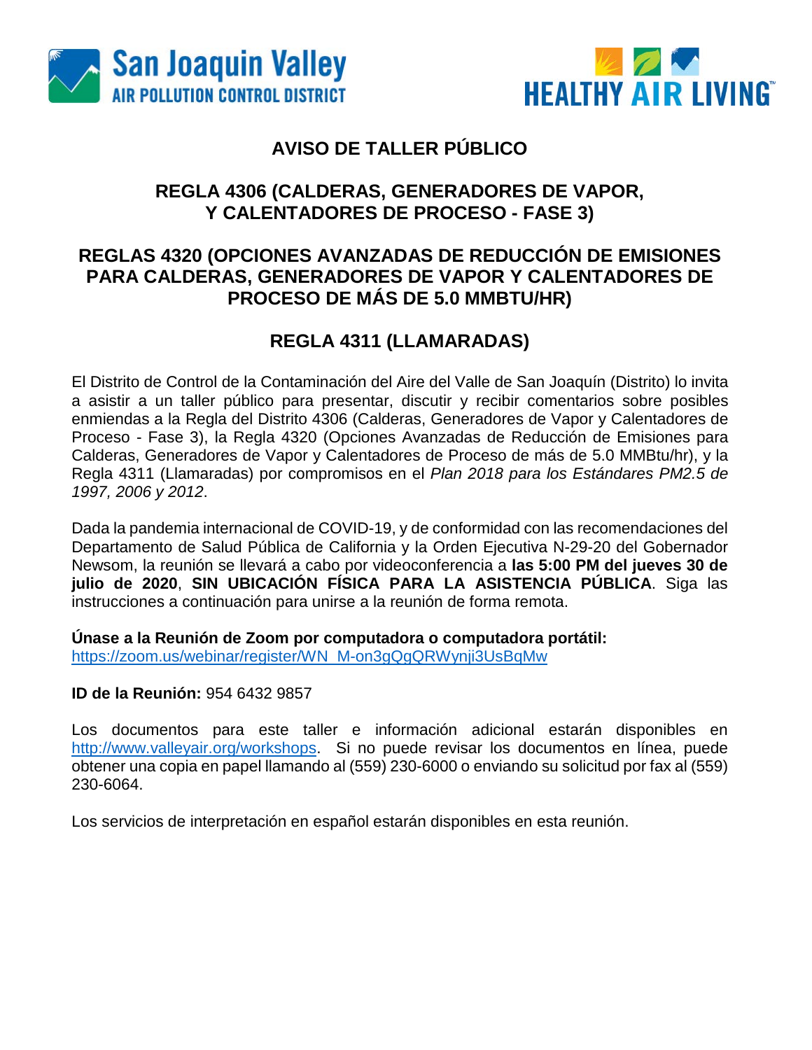San Joaquin Valley
AIR POLLUTION CONTROL DISTRICT

HEALTHY AIR LIVING™

# AVISO DE TALLER PÚBLICO

## REGLA 4306 (CALDERAS, GENERADORES DE VAPOR, Y CALENTADORES DE PROCESO - FASE 3)

## REGLAS 4320 (OPCIONES AVANZADAS DE REDUCCIÓN DE EMISIONES PARA CALDERAS, GENERADORES DE VAPOR Y CALENTADORES DE PROCESO DE MÁS DE 5.0 MMBTU/HR)

## REGLA 4311 (LLAMARADAS)

El Distrito de Control de la Contaminación del Aire del Valle de San Joaquín (Distrito) lo invita a asistir a un taller público para presentar, discutir y recibir comentarios sobre posibles enmiendas a la Regla del Distrito 4306 (Calderas, Generadores de Vapor y Calentadores de Proceso - Fase 3), la Regla 4320 (Opciones Avanzadas de Reducción de Emisiones para Calderas, Generadores de Vapor y Calentadores de Proceso de más de 5.0 MMBtu/hr), y la Regla 4311 (Llamaradas) por compromisos en el *Plan 2018 para los Estándares PM2.5 de 1997, 2006 y 2012*.

Dada la pandemia internacional de COVID-19, y de conformidad con las recomendaciones del Departamento de Salud Pública de California y la Orden Ejecutiva N-29-20 del Gobernador Newsom, la reunión se llevará a cabo por videoconferencia a **las 5:00 PM del jueves 30 de julio de 2020**, **SIN UBICACIÓN FÍSICA PARA LA ASISTENCIA PÚBLICA**. Siga las instrucciones a continuación para unirse a la reunión de forma remota.

**Únase a la Reunión de Zoom por computadora o computadora portátil:**
https://zoom.us/webinar/register/WN_M-on3gQgQRWynji3UsBqMw

**ID de la Reunión:** 954 6432 9857

Los documentos para este taller e información adicional estarán disponibles en http://www.valleyair.org/workshops. Si no puede revisar los documentos en línea, puede obtener una copia en papel llamando al (559) 230-6000 o enviando su solicitud por fax al (559) 230-6064.

Los servicios de interpretación en español estarán disponibles en esta reunión.